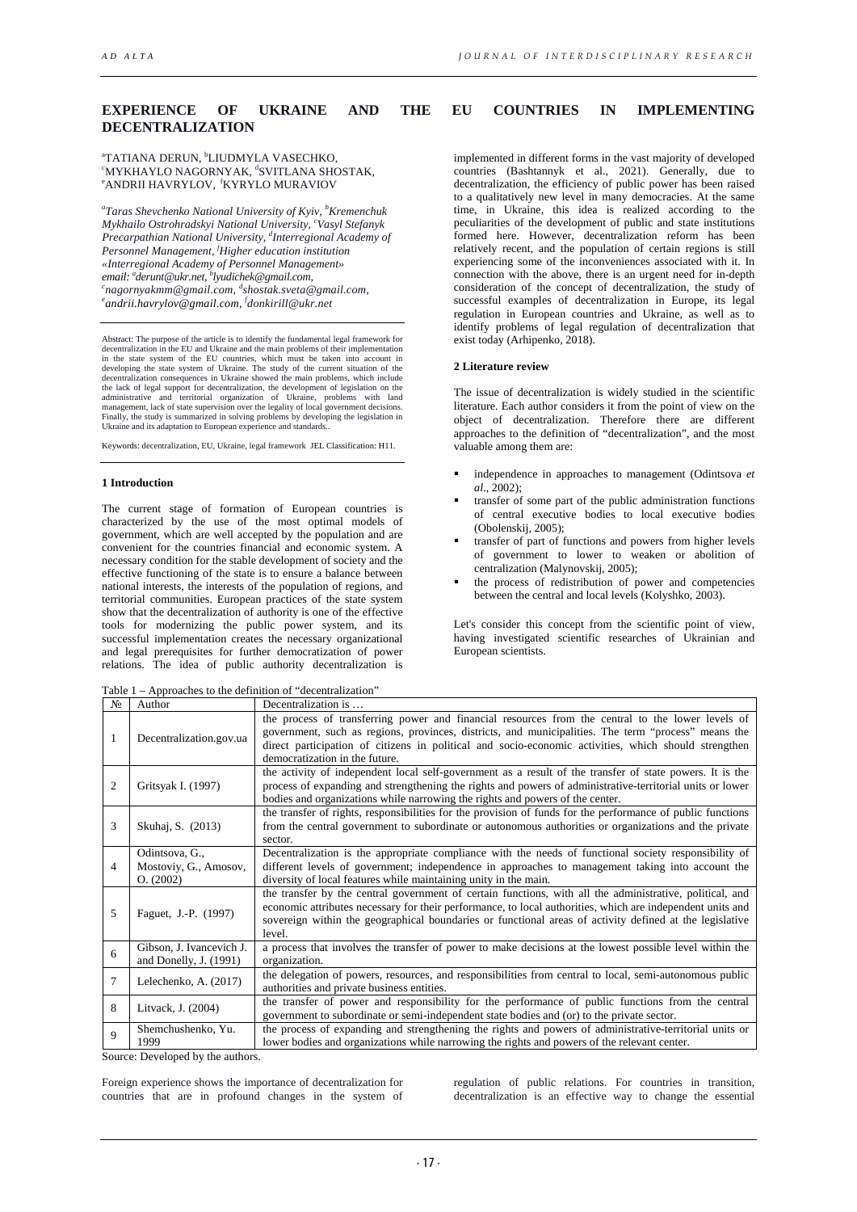# EXPERIENCE OF UKRAINE AND THE EU COUNTRIES IN IMPLEMENTING DECENTRALIZATION

[a]TATIANA DERUN, [b]LIUDMYLA VASECHKO, [c]MYKHAYLO NAGORNYAK, [d]SVITLANA SHOSTAK, [e]ANDRII HAVRYLOV, [f]KYRYLO MURAVIOV

*[a]Taras Shevchenko National University of Kyiv, [b]Kremenchuk Mykhailo Ostrohradskyi National University, [c]Vasyl Stefanyk Precarpathian National University, [d]Interregional Academy of Personnel Management, [f]Higher education institution «Interregional Academy of Personnel Management»*
*email: [a]derunt@ukr.net, [b]lyudichek@gmail.com, [c]nagornyakmm@gmail.com, [d]shostak.sveta@gmail.com, [e]andrii.havrylov@gmail.com, [f]donkirill@ukr.net*

Abstract: The purpose of the article is to identify the fundamental legal framework for decentralization in the EU and Ukraine and the main problems of their implementation in the state system of the EU countries, which must be taken into account in developing the state system of Ukraine. The study of the current situation of the decentralization consequences in Ukraine showed the main problems, which include the lack of legal support for decentralization, the development of legislation on the administrative and territorial organization of Ukraine, problems with land management, lack of state supervision over the legality of local government decisions. Finally, the study is summarized in solving problems by developing the legislation in Ukraine and its adaptation to European experience and standards..

Keywords: decentralization, EU, Ukraine, legal framework JEL Classification: H11.

## 1 Introduction

The current stage of formation of European countries is characterized by the use of the most optimal models of government, which are well accepted by the population and are convenient for the countries financial and economic system. A necessary condition for the stable development of society and the effective functioning of the state is to ensure a balance between national interests, the interests of the population of regions, and territorial communities. European practices of the state system show that the decentralization of authority is one of the effective tools for modernizing the public power system, and its successful implementation creates the necessary organizational and legal prerequisites for further democratization of power relations. The idea of public authority decentralization is implemented in different forms in the vast majority of developed countries (Bashtannyk et al., 2021). Generally, due to decentralization, the efficiency of public power has been raised to a qualitatively new level in many democracies. At the same time, in Ukraine, this idea is realized according to the peculiarities of the development of public and state institutions formed here. However, decentralization reform has been relatively recent, and the population of certain regions is still experiencing some of the inconveniences associated with it. In connection with the above, there is an urgent need for in-depth consideration of the concept of decentralization, the study of successful examples of decentralization in Europe, its legal regulation in European countries and Ukraine, as well as to identify problems of legal regulation of decentralization that exist today (Arhipenko, 2018).

## 2 Literature review

The issue of decentralization is widely studied in the scientific literature. Each author considers it from the point of view on the object of decentralization. Therefore there are different approaches to the definition of "decentralization", and the most valuable among them are:

- independence in approaches to management (Odintsova *et al.*, 2002);
- transfer of some part of the public administration functions of central executive bodies to local executive bodies (Obolenskij, 2005);
- transfer of part of functions and powers from higher levels of government to lower to weaken or abolition of centralization (Malynovskij, 2005);
- the process of redistribution of power and competencies between the central and local levels (Kolyshko, 2003).

Let's consider this concept from the scientific point of view, having investigated scientific researches of Ukrainian and European scientists.

Table 1 – Approaches to the definition of "decentralization"

| № | Author | Decentralization is … |
|---|---|---|
| 1 | Decentralization.gov.ua | the process of transferring power and financial resources from the central to the lower levels of government, such as regions, provinces, districts, and municipalities. The term "process" means the direct participation of citizens in political and socio-economic activities, which should strengthen democratization in the future. |
| 2 | Gritsyak I. (1997) | the activity of independent local self-government as a result of the transfer of state powers. It is the process of expanding and strengthening the rights and powers of administrative-territorial units or lower bodies and organizations while narrowing the rights and powers of the center. |
| 3 | Skuhaj, S. (2013) | the transfer of rights, responsibilities for the provision of funds for the performance of public functions from the central government to subordinate or autonomous authorities or organizations and the private sector. |
| 4 | Odintsova, G., Mostoviy, G., Amosov, O. (2002) | Decentralization is the appropriate compliance with the needs of functional society responsibility of different levels of government; independence in approaches to management taking into account the diversity of local features while maintaining unity in the main. |
| 5 | Faguet, J.-P. (1997) | the transfer by the central government of certain functions, with all the administrative, political, and economic attributes necessary for their performance, to local authorities, which are independent units and sovereign within the geographical boundaries or functional areas of activity defined at the legislative level. |
| 6 | Gibson, J. Ivancevich J. and Donelly, J. (1991) | a process that involves the transfer of power to make decisions at the lowest possible level within the organization. |
| 7 | Lelechenko, A. (2017) | the delegation of powers, resources, and responsibilities from central to local, semi-autonomous public authorities and private business entities. |
| 8 | Litvack, J. (2004) | the transfer of power and responsibility for the performance of public functions from the central government to subordinate or semi-independent state bodies and (or) to the private sector. |
| 9 | Shemchushenko, Yu. 1999 | the process of expanding and strengthening the rights and powers of administrative-territorial units or lower bodies and organizations while narrowing the rights and powers of the relevant center. |

Source: Developed by the authors.

Foreign experience shows the importance of decentralization for countries that are in profound changes in the system of regulation of public relations. For countries in transition, decentralization is an effective way to change the essential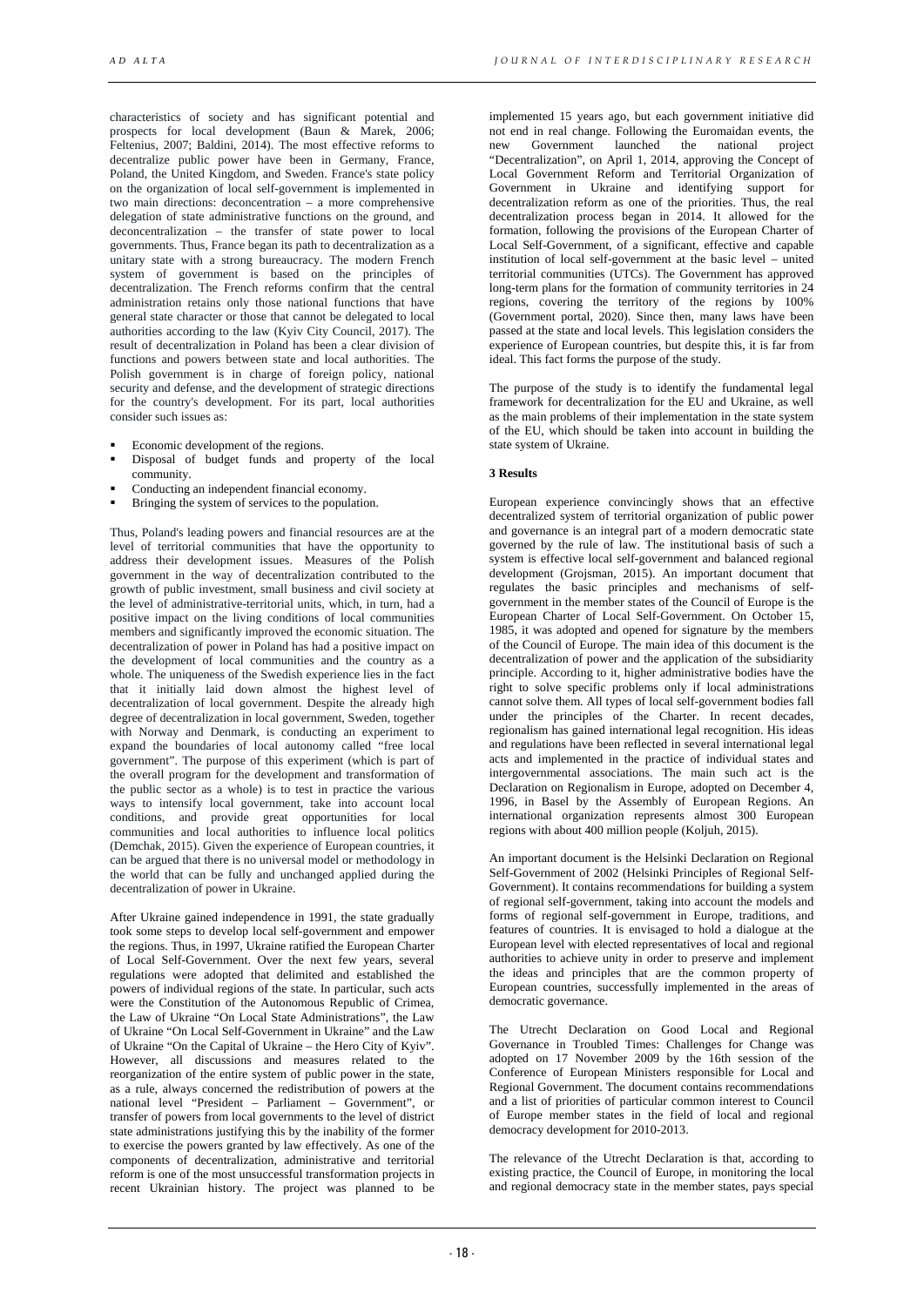characteristics of society and has significant potential and prospects for local development (Baun & Marek, 2006; Feltenius, 2007; Baldini, 2014). The most effective reforms to decentralize public power have been in Germany, France, Poland, the United Kingdom, and Sweden. France's state policy on the organization of local self-government is implemented in two main directions: deconcentration – a more comprehensive delegation of state administrative functions on the ground, and deconcentralization – the transfer of state power to local governments. Thus, France began its path to decentralization as a unitary state with a strong bureaucracy. The modern French system of government is based on the principles of decentralization. The French reforms confirm that the central administration retains only those national functions that have general state character or those that cannot be delegated to local authorities according to the law (Kyiv City Council, 2017). The result of decentralization in Poland has been a clear division of functions and powers between state and local authorities. The Polish government is in charge of foreign policy, national security and defense, and the development of strategic directions for the country's development. For its part, local authorities consider such issues as:

- Economic development of the regions.
- Disposal of budget funds and property of the local community.
- Conducting an independent financial economy.
- Bringing the system of services to the population.

Thus, Poland's leading powers and financial resources are at the level of territorial communities that have the opportunity to address their development issues. Measures of the Polish government in the way of decentralization contributed to the growth of public investment, small business and civil society at the level of administrative-territorial units, which, in turn, had a positive impact on the living conditions of local communities members and significantly improved the economic situation. The decentralization of power in Poland has had a positive impact on the development of local communities and the country as a whole. The uniqueness of the Swedish experience lies in the fact that it initially laid down almost the highest level of decentralization of local government. Despite the already high degree of decentralization in local government, Sweden, together with Norway and Denmark, is conducting an experiment to expand the boundaries of local autonomy called "free local government". The purpose of this experiment (which is part of the overall program for the development and transformation of the public sector as a whole) is to test in practice the various ways to intensify local government, take into account local conditions, and provide great opportunities for local communities and local authorities to influence local politics (Demchak, 2015). Given the experience of European countries, it can be argued that there is no universal model or methodology in the world that can be fully and unchanged applied during the decentralization of power in Ukraine.

After Ukraine gained independence in 1991, the state gradually took some steps to develop local self-government and empower the regions. Thus, in 1997, Ukraine ratified the European Charter of Local Self-Government. Over the next few years, several regulations were adopted that delimited and established the powers of individual regions of the state. In particular, such acts were the Constitution of the Autonomous Republic of Crimea, the Law of Ukraine "On Local State Administrations", the Law of Ukraine "On Local Self-Government in Ukraine" and the Law of Ukraine "On the Capital of Ukraine – the Hero City of Kyiv". However, all discussions and measures related to the reorganization of the entire system of public power in the state, as a rule, always concerned the redistribution of powers at the national level "President – Parliament – Government", or transfer of powers from local governments to the level of district state administrations justifying this by the inability of the former to exercise the powers granted by law effectively. As one of the components of decentralization, administrative and territorial reform is one of the most unsuccessful transformation projects in recent Ukrainian history. The project was planned to be implemented 15 years ago, but each government initiative did not end in real change. Following the Euromaidan events, the new Government launched the national project "Decentralization", on April 1, 2014, approving the Concept of Local Government Reform and Territorial Organization of Government in Ukraine and identifying support for decentralization reform as one of the priorities. Thus, the real decentralization process began in 2014. It allowed for the formation, following the provisions of the European Charter of Local Self-Government, of a significant, effective and capable institution of local self-government at the basic level – united territorial communities (UTCs). The Government has approved long-term plans for the formation of community territories in 24 regions, covering the territory of the regions by 100% (Government portal, 2020). Since then, many laws have been passed at the state and local levels. This legislation considers the experience of European countries, but despite this, it is far from ideal. This fact forms the purpose of the study.

The purpose of the study is to identify the fundamental legal framework for decentralization for the EU and Ukraine, as well as the main problems of their implementation in the state system of the EU, which should be taken into account in building the state system of Ukraine.

### 3 Results

European experience convincingly shows that an effective decentralized system of territorial organization of public power and governance is an integral part of a modern democratic state governed by the rule of law. The institutional basis of such a system is effective local self-government and balanced regional development (Grojsman, 2015). An important document that regulates the basic principles and mechanisms of self-government in the member states of the Council of Europe is the European Charter of Local Self-Government. On October 15, 1985, it was adopted and opened for signature by the members of the Council of Europe. The main idea of this document is the decentralization of power and the application of the subsidiarity principle. According to it, higher administrative bodies have the right to solve specific problems only if local administrations cannot solve them. All types of local self-government bodies fall under the principles of the Charter. In recent decades, regionalism has gained international legal recognition. His ideas and regulations have been reflected in several international legal acts and implemented in the practice of individual states and intergovernmental associations. The main such act is the Declaration on Regionalism in Europe, adopted on December 4, 1996, in Basel by the Assembly of European Regions. An international organization represents almost 300 European regions with about 400 million people (Koljuh, 2015).

An important document is the Helsinki Declaration on Regional Self-Government of 2002 (Helsinki Principles of Regional Self-Government). It contains recommendations for building a system of regional self-government, taking into account the models and forms of regional self-government in Europe, traditions, and features of countries. It is envisaged to hold a dialogue at the European level with elected representatives of local and regional authorities to achieve unity in order to preserve and implement the ideas and principles that are the common property of European countries, successfully implemented in the areas of democratic governance.

The Utrecht Declaration on Good Local and Regional Governance in Troubled Times: Challenges for Change was adopted on 17 November 2009 by the 16th session of the Conference of European Ministers responsible for Local and Regional Government. The document contains recommendations and a list of priorities of particular common interest to Council of Europe member states in the field of local and regional democracy development for 2010-2013.

The relevance of the Utrecht Declaration is that, according to existing practice, the Council of Europe, in monitoring the local and regional democracy state in the member states, pays special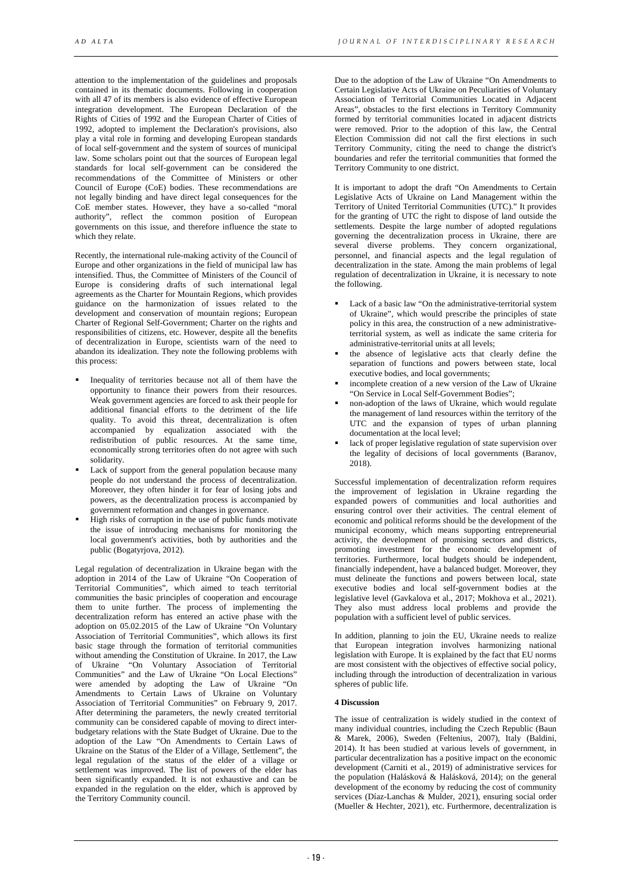attention to the implementation of the guidelines and proposals contained in its thematic documents. Following in cooperation with all 47 of its members is also evidence of effective European integration development. The European Declaration of the Rights of Cities of 1992 and the European Charter of Cities of 1992, adopted to implement the Declaration's provisions, also play a vital role in forming and developing European standards of local self-government and the system of sources of municipal law. Some scholars point out that the sources of European legal standards for local self-government can be considered the recommendations of the Committee of Ministers or other Council of Europe (CoE) bodies. These recommendations are not legally binding and have direct legal consequences for the CoE member states. However, they have a so-called "moral authority", reflect the common position of European governments on this issue, and therefore influence the state to which they relate.

Recently, the international rule-making activity of the Council of Europe and other organizations in the field of municipal law has intensified. Thus, the Committee of Ministers of the Council of Europe is considering drafts of such international legal agreements as the Charter for Mountain Regions, which provides guidance on the harmonization of issues related to the development and conservation of mountain regions; European Charter of Regional Self-Government; Charter on the rights and responsibilities of citizens, etc. However, despite all the benefits of decentralization in Europe, scientists warn of the need to abandon its idealization. They note the following problems with this process:

- Inequality of territories because not all of them have the opportunity to finance their powers from their resources. Weak government agencies are forced to ask their people for additional financial efforts to the detriment of the life quality. To avoid this threat, decentralization is often accompanied by equalization associated with the redistribution of public resources. At the same time, economically strong territories often do not agree with such solidarity.
- Lack of support from the general population because many people do not understand the process of decentralization. Moreover, they often hinder it for fear of losing jobs and powers, as the decentralization process is accompanied by government reformation and changes in governance.
- High risks of corruption in the use of public funds motivate the issue of introducing mechanisms for monitoring the local government's activities, both by authorities and the public (Bogatyrjova, 2012).

Legal regulation of decentralization in Ukraine began with the adoption in 2014 of the Law of Ukraine "On Cooperation of Territorial Communities", which aimed to teach territorial communities the basic principles of cooperation and encourage them to unite further. The process of implementing the decentralization reform has entered an active phase with the adoption on 05.02.2015 of the Law of Ukraine "On Voluntary Association of Territorial Communities", which allows its first basic stage through the formation of territorial communities without amending the Constitution of Ukraine. In 2017, the Law of Ukraine "On Voluntary Association of Territorial Communities" and the Law of Ukraine "On Local Elections" were amended by adopting the Law of Ukraine "On Amendments to Certain Laws of Ukraine on Voluntary Association of Territorial Communities" on February 9, 2017. After determining the parameters, the newly created territorial community can be considered capable of moving to direct inter-budgetary relations with the State Budget of Ukraine. Due to the adoption of the Law "On Amendments to Certain Laws of Ukraine on the Status of the Elder of a Village, Settlement", the legal regulation of the status of the elder of a village or settlement was improved. The list of powers of the elder has been significantly expanded. It is not exhaustive and can be expanded in the regulation on the elder, which is approved by the Territory Community council.

Due to the adoption of the Law of Ukraine "On Amendments to Certain Legislative Acts of Ukraine on Peculiarities of Voluntary Association of Territorial Communities Located in Adjacent Areas", obstacles to the first elections in Territory Community formed by territorial communities located in adjacent districts were removed. Prior to the adoption of this law, the Central Election Commission did not call the first elections in such Territory Community, citing the need to change the district's boundaries and refer the territorial communities that formed the Territory Community to one district.

It is important to adopt the draft "On Amendments to Certain Legislative Acts of Ukraine on Land Management within the Territory of United Territorial Communities (UTC)." It provides for the granting of UTC the right to dispose of land outside the settlements. Despite the large number of adopted regulations governing the decentralization process in Ukraine, there are several diverse problems. They concern organizational, personnel, and financial aspects and the legal regulation of decentralization in the state. Among the main problems of legal regulation of decentralization in Ukraine, it is necessary to note the following.

- Lack of a basic law "On the administrative-territorial system of Ukraine", which would prescribe the principles of state policy in this area, the construction of a new administrative-territorial system, as well as indicate the same criteria for administrative-territorial units at all levels;
- the absence of legislative acts that clearly define the separation of functions and powers between state, local executive bodies, and local governments;
- incomplete creation of a new version of the Law of Ukraine "On Service in Local Self-Government Bodies";
- non-adoption of the laws of Ukraine, which would regulate the management of land resources within the territory of the UTC and the expansion of types of urban planning documentation at the local level;
- lack of proper legislative regulation of state supervision over the legality of decisions of local governments (Baranov, 2018).

Successful implementation of decentralization reform requires the improvement of legislation in Ukraine regarding the expanded powers of communities and local authorities and ensuring control over their activities. The central element of economic and political reforms should be the development of the municipal economy, which means supporting entrepreneurial activity, the development of promising sectors and districts, promoting investment for the economic development of territories. Furthermore, local budgets should be independent, financially independent, have a balanced budget. Moreover, they must delineate the functions and powers between local, state executive bodies and local self-government bodies at the legislative level (Gavkalova et al., 2017; Mokhova et al., 2021). They also must address local problems and provide the population with a sufficient level of public services.

In addition, planning to join the EU, Ukraine needs to realize that European integration involves harmonizing national legislation with Europe. It is explained by the fact that EU norms are most consistent with the objectives of effective social policy, including through the introduction of decentralization in various spheres of public life.

**4 Discussion**

The issue of centralization is widely studied in the context of many individual countries, including the Czech Republic (Baun & Marek, 2006), Sweden (Feltenius, 2007), Italy (Baldini, 2014). It has been studied at various levels of government, in particular decentralization has a positive impact on the economic development (Carniti et al., 2019) of administrative services for the population (Halásková & Halásková, 2014); on the general development of the economy by reducing the cost of community services (Díaz-Lanchas & Mulder, 2021), ensuring social order (Mueller & Hechter, 2021), etc. Furthermore, decentralization is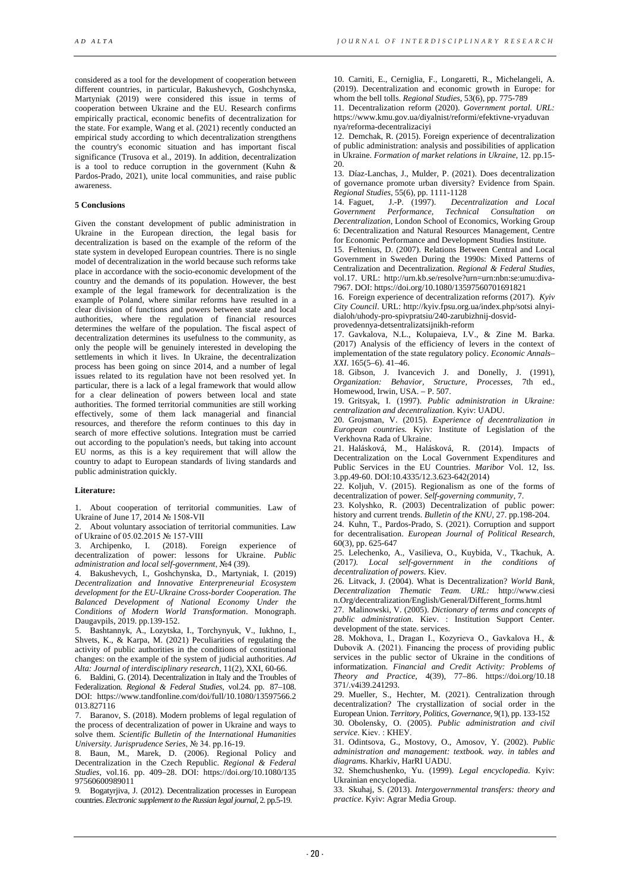considered as a tool for the development of cooperation between different countries, in particular, Bakushevych, Goshchynska, Martyniak (2019) were considered this issue in terms of cooperation between Ukraine and the EU. Research confirms empirically practical, economic benefits of decentralization for the state. For example, Wang et al. (2021) recently conducted an empirical study according to which decentralization strengthens the country's economic situation and has important fiscal significance (Trusova et al., 2019). In addition, decentralization is a tool to reduce corruption in the government (Kuhn & Pardos-Prado, 2021), unite local communities, and raise public awareness.

## 5 Conclusions

Given the constant development of public administration in Ukraine in the European direction, the legal basis for decentralization is based on the example of the reform of the state system in developed European countries. There is no single model of decentralization in the world because such reforms take place in accordance with the socio-economic development of the country and the demands of its population. However, the best example of the legal framework for decentralization is the example of Poland, where similar reforms have resulted in a clear division of functions and powers between state and local authorities, where the regulation of financial resources determines the welfare of the population. The fiscal aspect of decentralization determines its usefulness to the community, as only the people will be genuinely interested in developing the settlements in which it lives. In Ukraine, the decentralization process has been going on since 2014, and a number of legal issues related to its regulation have not been resolved yet. In particular, there is a lack of a legal framework that would allow for a clear delineation of powers between local and state authorities. The formed territorial communities are still working effectively, some of them lack managerial and financial resources, and therefore the reform continues to this day in search of more effective solutions. Integration must be carried out according to the population's needs, but taking into account EU norms, as this is a key requirement that will allow the country to adapt to European standards of living standards and public administration quickly.

## Literature:

1. About cooperation of territorial communities. Law of Ukraine of June 17, 2014 № 1508-VII
2. About voluntary association of territorial communities. Law of Ukraine of 05.02.2015 № 157-VIII
3. Archipenko, I. (2018). Foreign experience of decentralization of power: lessons for Ukraine. *Public administration and local self-government*, №4 (39).
4. Bakushevych, I., Goshchynska, D., Martyniak, I. (2019) *Decentralization and Innovative Enterpreneurial Ecosystem development for the EU-Ukraine Cross-border Cooperation. The Balanced Development of National Economy Under the Conditions of Modern World Transformation*. Monograph. Daugavpils, 2019. pp.139-152.
5. Bashtannyk, A., Lozytska, I., Torchynyuk, V., Iukhno, I., Shvets, K., & Karpa, M. (2021) Peculiarities of regulating the activity of public authorities in the conditions of constitutional changes: on the example of the system of judicial authorities. *Ad Alta: Journal of interdisciplinary research*, 11(2), XXI, 60-66.
6. Baldini, G. (2014). Decentralization in Italy and the Troubles of Federalization. *Regional & Federal Studies*, vol.24. pp. 87–108. DOI: https://www.tandfonline.com/doi/full/10.1080/13597566.2013.827116
7. Baranov, S. (2018). Modern problems of legal regulation of the process of decentralization of power in Ukraine and ways to solve them. *Scientific Bulletin of the International Humanities University. Jurisprudence Series*, № 34. pp.16-19.
8. Baun, M., Marek, D. (2006). Regional Policy and Decentralization in the Czech Republic. *Regional & Federal Studies*, vol.16. pp. 409–28. DOI: https://doi.org/10.1080/13597560600989011
9. Bogatyrjiva, J. (2012). Decentralization processes in European countries. *Electronic supplement to the Russian legal journal*, 2. pp.5-19.
10. Carniti, E., Cerniglia, F., Longaretti, R., Michelangeli, A. (2019). Decentralization and economic growth in Europe: for whom the bell tolls. *Regional Studies*, 53(6), pp. 775-789
11. Decentralization reform (2020). *Government portal. URL:* https://www.kmu.gov.ua/diyalnist/reformi/efektivne-vryaduvannya/reforma-decentralizaciyi
12. Demchak, R. (2015). Foreign experience of decentralization of public administration: analysis and possibilities of application in Ukraine. *Formation of market relations in Ukraine*, 12. pp.15-20.
13. Díaz-Lanchas, J., Mulder, P. (2021). Does decentralization of governance promote urban diversity? Evidence from Spain. *Regional Studies*, 55(6), pp. 1111-1128
14. Faguet, J.-P. (1997). *Decentralization and Local Government Performance, Technical Consultation on Decentralization*, London School of Economics, Working Group 6: Decentralization and Natural Resources Management, Centre for Economic Performance and Development Studies Institute.
15. Feltenius, D. (2007). Relations Between Central and Local Government in Sweden During the 1990s: Mixed Patterns of Centralization and Decentralization. *Regional & Federal Studies*, vol.17. URL: http://urn.kb.se/resolve?urn=urn:nbn:se:umu:diva-7967. DOI: https://doi.org/10.1080/13597560701691821
16. Foreign experience of decentralization reforms (2017). *Kyiv City Council*. URL: http://kyiv.fpsu.org.ua/index.php/sotsi alnyi-dialoh/uhody-pro-spivpratsiu/240-zarubizhnij-dosvid-provedennya-detsentralizatsijnikh-reform
17. Gavkalova, N.L., Kolupaieva, I.V., & Zine M. Barka. (2017) Analysis of the efficiency of levers in the context of implementation of the state regulatory policy. *Economic Annals–XXI*. 165(5–6). 41–46.
18. Gibson, J. Ivancevich J. and Donelly, J. (1991), *Organization: Behavior, Structure, Processes*, 7th ed., Homewood, Irwin, USA. – P. 507.
19. Gritsyak, I. (1997). *Public administration in Ukraine: centralization and decentralization*. Kyiv: UADU.
20. Grojsman, V. (2015). *Experience of decentralization in European countries*. Kyiv: Institute of Legislation of the Verkhovna Rada of Ukraine.
21. Halásková, M., Halásková, R. (2014). Impacts of Decentralization on the Local Government Expenditures and Public Services in the EU Countries. *Maribor* Vol. 12, Iss. 3.pp.49-60. DOI:10.4335/12.3.623-642(2014)
22. Koljuh, V. (2015). Regionalism as one of the forms of decentralization of power. *Self-governing community*, 7.
23. Kolyshko, R. (2003) Decentralization of public power: history and current trends. *Bulletin of the KNU*, 27. pp.198-204.
24. Kuhn, T., Pardos-Prado, S. (2021). Corruption and support for decentralisation. *European Journal of Political Research*, 60(3), pp. 625-647
25. Lelechenko, A., Vasilieva, O., Kuybida, V., Tkachuk, A. (2017). *Local self-government in the conditions of decentralization of powers*. Kiev.
26. Litvack, J. (2004). What is Decentralization? *World Bank, Decentralization Thematic Team. URL:* http://www.ciesin.Org/decentralization/English/General/Different_forms.html
27. Malinowski, V. (2005). *Dictionary of terms and concepts of public administration*. Kiev. : Institution Support Center. development of the state. services.
28. Mokhova, I., Dragan I., Kozyrieva O., Gavkalova H., & Dubovik A. (2021). Financing the process of providing public services in the public sector of Ukraine in the conditions of informatization. *Financial and Credit Activity: Problems of Theory and Practice*, 4(39), 77–86. https://doi.org/10.18371/.v4i39.241293.
29. Mueller, S., Hechter, M. (2021). Centralization through decentralization? The crystallization of social order in the European Union. *Territory, Politics, Governance*, 9(1), pp. 133-152
30. Obolensky, O. (2005). *Public administration and civil service*. Kiev. : KHEY.
31. Odintsova, G., Mostovy, O., Amosov, Y. (2002). *Public administration and management: textbook. way. in tables and diagrams*. Kharkiv, HarRI UADU.
32. Shemchushenko, Yu. (1999). *Legal encyclopedia*. Kyiv: Ukrainian encyclopedia.
33. Skuhaj, S. (2013). *Intergovernmental transfers: theory and practice*. Kyiv: Agrar Media Group.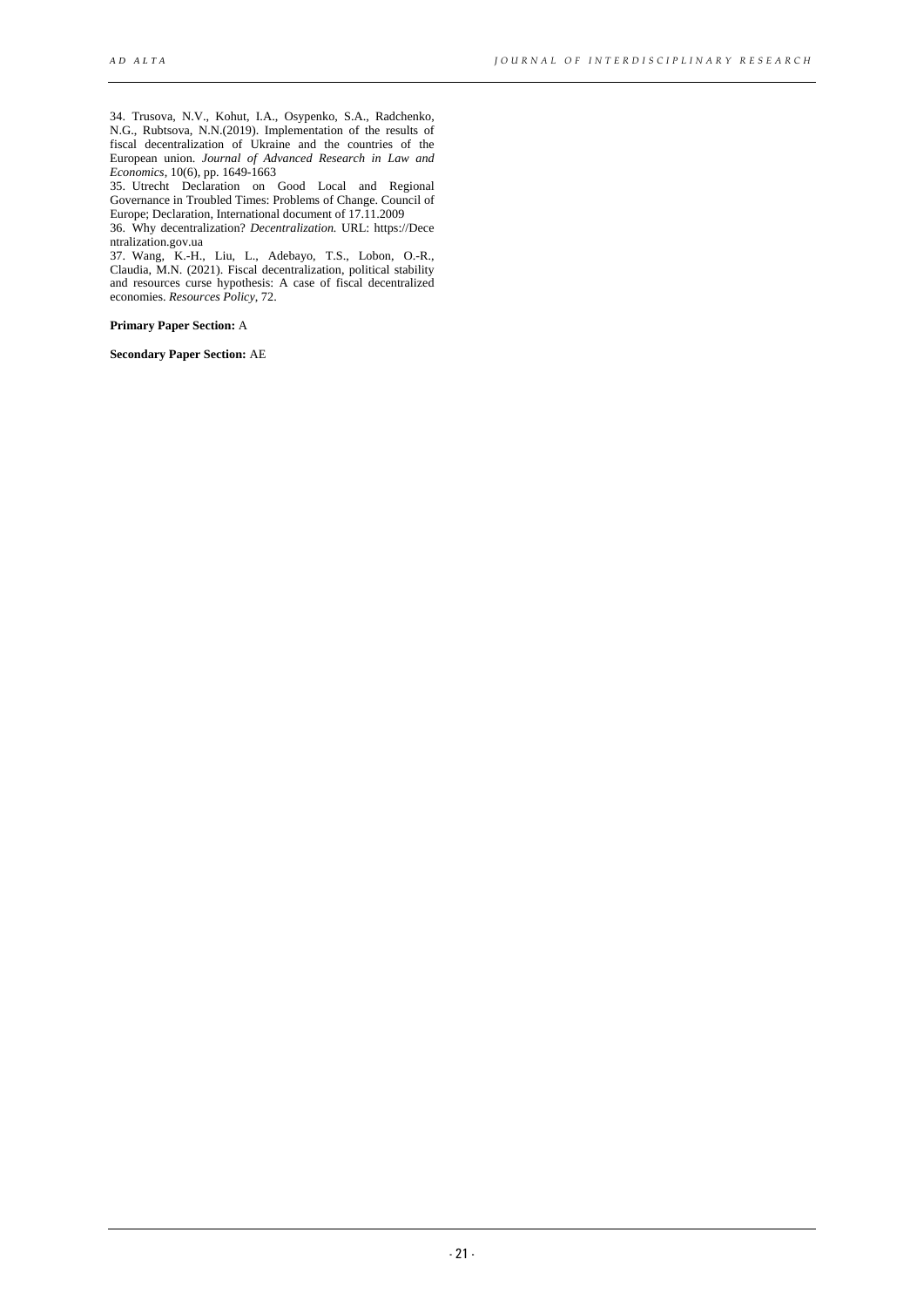34. Trusova, N.V., Kohut, I.A., Osypenko, S.A., Radchenko, N.G., Rubtsova, N.N.(2019). Implementation of the results of fiscal decentralization of Ukraine and the countries of the European union. *Journal of Advanced Research in Law and Economics*, 10(6), pp. 1649-1663

35. Utrecht Declaration on Good Local and Regional Governance in Troubled Times: Problems of Change. Council of Europe; Declaration, International document of 17.11.2009

36. Why decentralization? *Decentralization.* URL: https://Decentralization.gov.ua

37. Wang, K.-H., Liu, L., Adebayo, T.S., Lobon, O.-R., Claudia, M.N. (2021). Fiscal decentralization, political stability and resources curse hypothesis: A case of fiscal decentralized economies. *Resources Policy*, 72.

**Primary Paper Section:** A

**Secondary Paper Section:** AE